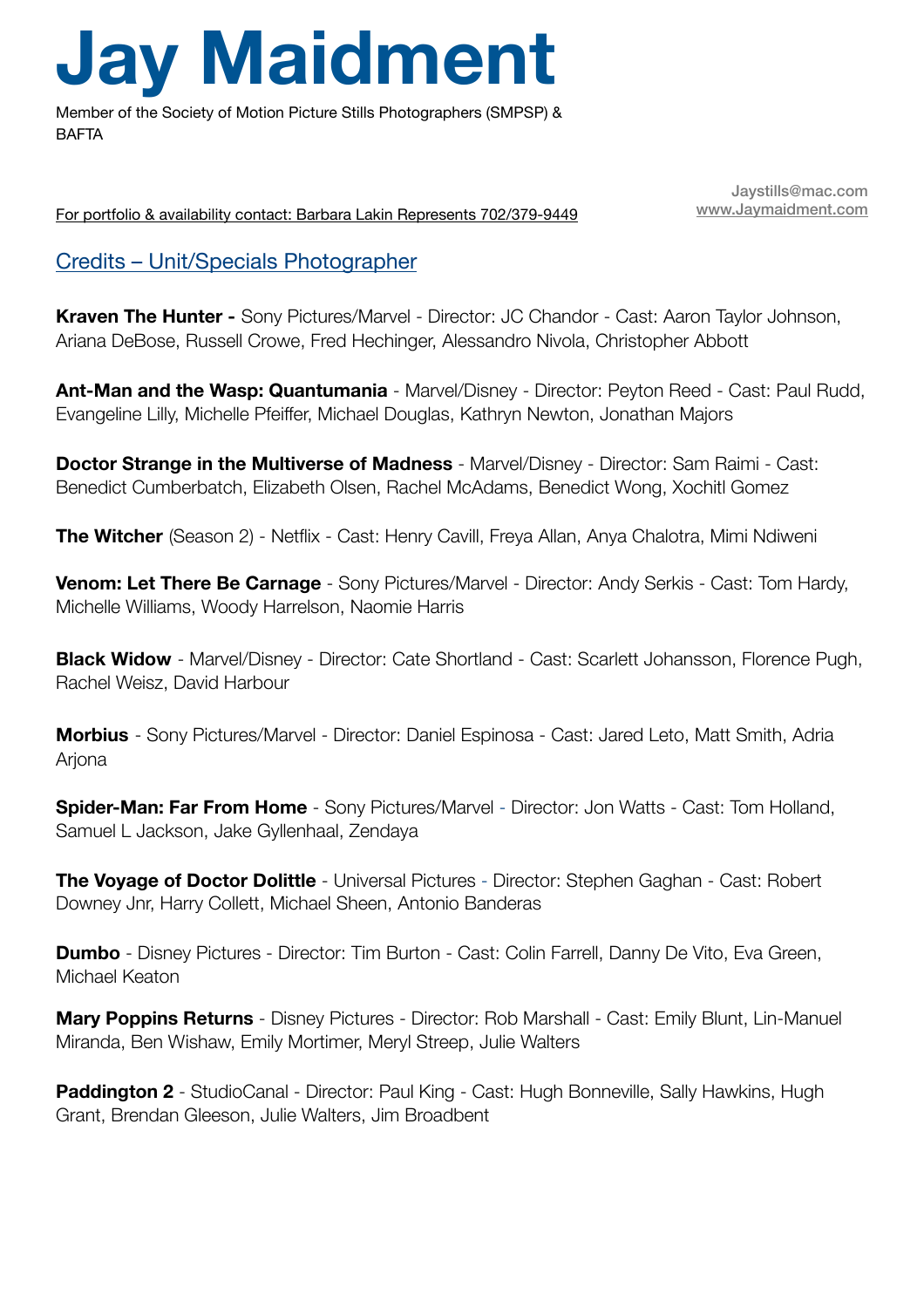# Jay Maidment

Member of the Society of Motion Picture Stills Photographers (SMPSP) & BAFTA

Jaystills@mac.com
www.Jaymaidment.com

For portfolio & availability contact: Barbara Lakin Represents 702/379-9449

## Credits – Unit/Specials Photographer

**Kraven The Hunter -** Sony Pictures/Marvel - Director: JC Chandor - Cast: Aaron Taylor Johnson, Ariana DeBose, Russell Crowe, Fred Hechinger, Alessandro Nivola, Christopher Abbott

**Ant-Man and the Wasp: Quantumania** - Marvel/Disney - Director: Peyton Reed - Cast: Paul Rudd, Evangeline Lilly, Michelle Pfeiffer, Michael Douglas, Kathryn Newton, Jonathan Majors

**Doctor Strange in the Multiverse of Madness** - Marvel/Disney - Director: Sam Raimi - Cast: Benedict Cumberbatch, Elizabeth Olsen, Rachel McAdams, Benedict Wong, Xochitl Gomez

**The Witcher** (Season 2) - Netflix - Cast: Henry Cavill, Freya Allan, Anya Chalotra, Mimi Ndiweni

**Venom: Let There Be Carnage** - Sony Pictures/Marvel - Director: Andy Serkis - Cast: Tom Hardy, Michelle Williams, Woody Harrelson, Naomie Harris

**Black Widow** - Marvel/Disney - Director: Cate Shortland - Cast: Scarlett Johansson, Florence Pugh, Rachel Weisz, David Harbour

**Morbius** - Sony Pictures/Marvel - Director: Daniel Espinosa - Cast: Jared Leto, Matt Smith, Adria Arjona

**Spider-Man: Far From Home** - Sony Pictures/Marvel - Director: Jon Watts - Cast: Tom Holland, Samuel L Jackson, Jake Gyllenhaal, Zendaya

**The Voyage of Doctor Dolittle** - Universal Pictures - Director: Stephen Gaghan - Cast: Robert Downey Jnr, Harry Collett, Michael Sheen, Antonio Banderas

**Dumbo** - Disney Pictures - Director: Tim Burton - Cast: Colin Farrell, Danny De Vito, Eva Green, Michael Keaton

**Mary Poppins Returns** - Disney Pictures - Director: Rob Marshall - Cast: Emily Blunt, Lin-Manuel Miranda, Ben Wishaw, Emily Mortimer, Meryl Streep, Julie Walters

**Paddington 2** - StudioCanal - Director: Paul King - Cast: Hugh Bonneville, Sally Hawkins, Hugh Grant, Brendan Gleeson, Julie Walters, Jim Broadbent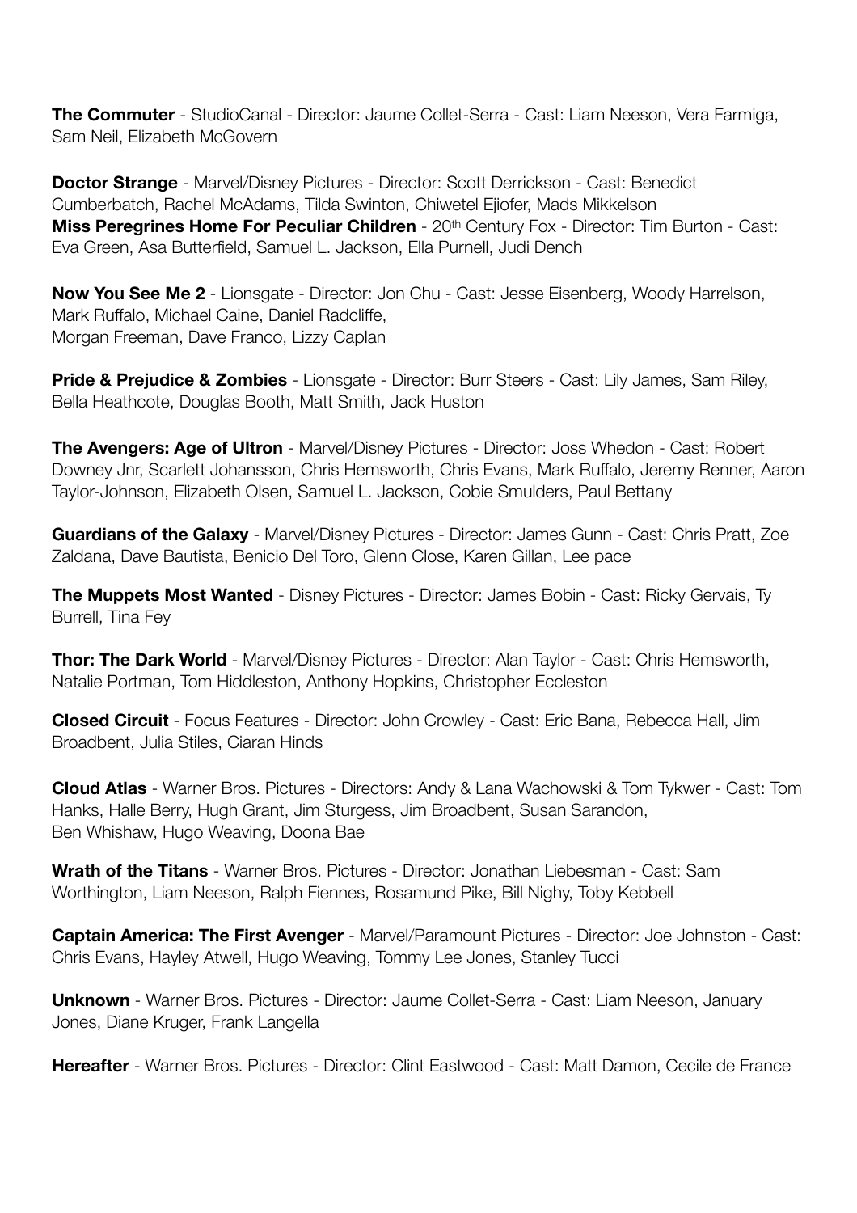**The Commuter** - StudioCanal - Director: Jaume Collet-Serra - Cast: Liam Neeson, Vera Farmiga, Sam Neil, Elizabeth McGovern

**Doctor Strange** - Marvel/Disney Pictures - Director: Scott Derrickson - Cast: Benedict Cumberbatch, Rachel McAdams, Tilda Swinton, Chiwetel Ejiofer, Mads Mikkelson
**Miss Peregrines Home For Peculiar Children** - 20th Century Fox - Director: Tim Burton - Cast: Eva Green, Asa Butterfield, Samuel L. Jackson, Ella Purnell, Judi Dench

**Now You See Me 2** - Lionsgate - Director: Jon Chu - Cast: Jesse Eisenberg, Woody Harrelson, Mark Ruffalo, Michael Caine, Daniel Radcliffe, Morgan Freeman, Dave Franco, Lizzy Caplan

**Pride & Prejudice & Zombies** - Lionsgate - Director: Burr Steers - Cast: Lily James, Sam Riley, Bella Heathcote, Douglas Booth, Matt Smith, Jack Huston

**The Avengers: Age of Ultron** - Marvel/Disney Pictures - Director: Joss Whedon - Cast: Robert Downey Jnr, Scarlett Johansson, Chris Hemsworth, Chris Evans, Mark Ruffalo, Jeremy Renner, Aaron Taylor-Johnson, Elizabeth Olsen, Samuel L. Jackson, Cobie Smulders, Paul Bettany

**Guardians of the Galaxy** - Marvel/Disney Pictures - Director: James Gunn - Cast: Chris Pratt, Zoe Zaldana, Dave Bautista, Benicio Del Toro, Glenn Close, Karen Gillan, Lee pace

**The Muppets Most Wanted** - Disney Pictures - Director: James Bobin - Cast: Ricky Gervais, Ty Burrell, Tina Fey

**Thor: The Dark World** - Marvel/Disney Pictures - Director: Alan Taylor - Cast: Chris Hemsworth, Natalie Portman, Tom Hiddleston, Anthony Hopkins, Christopher Eccleston

**Closed Circuit** - Focus Features - Director: John Crowley - Cast: Eric Bana, Rebecca Hall, Jim Broadbent, Julia Stiles, Ciaran Hinds

**Cloud Atlas** - Warner Bros. Pictures - Directors: Andy & Lana Wachowski & Tom Tykwer - Cast: Tom Hanks, Halle Berry, Hugh Grant, Jim Sturgess, Jim Broadbent, Susan Sarandon, Ben Whishaw, Hugo Weaving, Doona Bae

**Wrath of the Titans** - Warner Bros. Pictures - Director: Jonathan Liebesman - Cast: Sam Worthington, Liam Neeson, Ralph Fiennes, Rosamund Pike, Bill Nighy, Toby Kebbell

**Captain America: The First Avenger** - Marvel/Paramount Pictures - Director: Joe Johnston - Cast: Chris Evans, Hayley Atwell, Hugo Weaving, Tommy Lee Jones, Stanley Tucci

**Unknown** - Warner Bros. Pictures - Director: Jaume Collet-Serra - Cast: Liam Neeson, January Jones, Diane Kruger, Frank Langella

**Hereafter** - Warner Bros. Pictures - Director: Clint Eastwood - Cast: Matt Damon, Cecile de France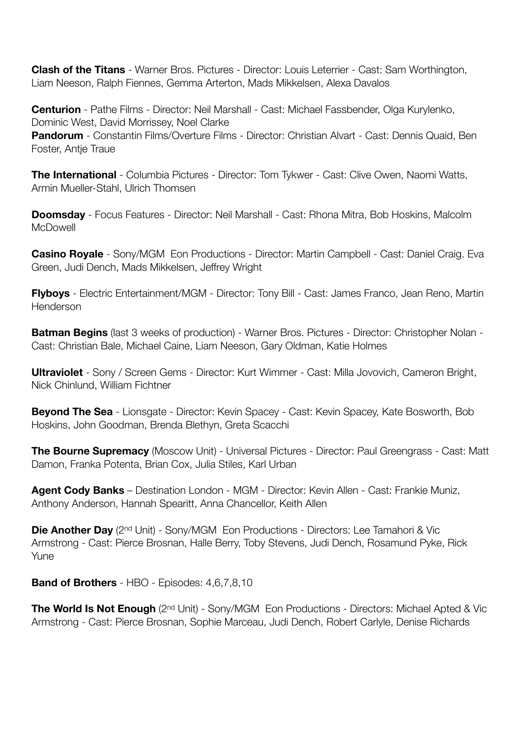**Clash of the Titans** - Warner Bros. Pictures - Director: Louis Leterrier - Cast: Sam Worthington, Liam Neeson, Ralph Fiennes, Gemma Arterton, Mads Mikkelsen, Alexa Davalos

**Centurion** - Pathe Films - Director: Neil Marshall - Cast: Michael Fassbender, Olga Kurylenko, Dominic West, David Morrissey, Noel Clarke
**Pandorum** - Constantin Films/Overture Films - Director: Christian Alvart - Cast: Dennis Quaid, Ben Foster, Antje Traue

**The International** - Columbia Pictures - Director: Tom Tykwer - Cast: Clive Owen, Naomi Watts, Armin Mueller-Stahl, Ulrich Thomsen

**Doomsday** - Focus Features - Director: Neil Marshall - Cast: Rhona Mitra, Bob Hoskins, Malcolm McDowell

**Casino Royale** - Sony/MGM Eon Productions - Director: Martin Campbell - Cast: Daniel Craig. Eva Green, Judi Dench, Mads Mikkelsen, Jeffrey Wright

**Flyboys** - Electric Entertainment/MGM - Director: Tony Bill - Cast: James Franco, Jean Reno, Martin Henderson

**Batman Begins** (last 3 weeks of production) - Warner Bros. Pictures - Director: Christopher Nolan - Cast: Christian Bale, Michael Caine, Liam Neeson, Gary Oldman, Katie Holmes

**Ultraviolet** - Sony / Screen Gems - Director: Kurt Wimmer - Cast: Milla Jovovich, Cameron Bright, Nick Chinlund, William Fichtner

**Beyond The Sea** - Lionsgate - Director: Kevin Spacey - Cast: Kevin Spacey, Kate Bosworth, Bob Hoskins, John Goodman, Brenda Blethyn, Greta Scacchi

**The Bourne Supremacy** (Moscow Unit) - Universal Pictures - Director: Paul Greengrass - Cast: Matt Damon, Franka Potenta, Brian Cox, Julia Stiles, Karl Urban

**Agent Cody Banks** – Destination London - MGM - Director: Kevin Allen - Cast: Frankie Muniz, Anthony Anderson, Hannah Spearitt, Anna Chancellor, Keith Allen

**Die Another Day** (2nd Unit) - Sony/MGM Eon Productions - Directors: Lee Tamahori & Vic Armstrong - Cast: Pierce Brosnan, Halle Berry, Toby Stevens, Judi Dench, Rosamund Pyke, Rick Yune

**Band of Brothers** - HBO - Episodes: 4,6,7,8,10

**The World Is Not Enough** (2nd Unit) - Sony/MGM Eon Productions - Directors: Michael Apted & Vic Armstrong - Cast: Pierce Brosnan, Sophie Marceau, Judi Dench, Robert Carlyle, Denise Richards